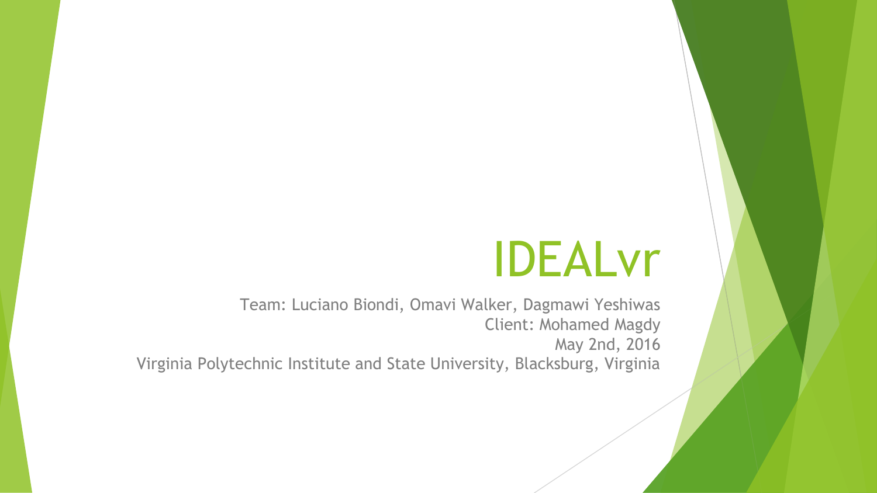# IDEALvr

Team: Luciano Biondi, Omavi Walker, Dagmawi Yeshiwas

Client: Mohamed Magdy

May 2nd, 2016

Virginia Polytechnic Institute and State University, Blacksburg, Virginia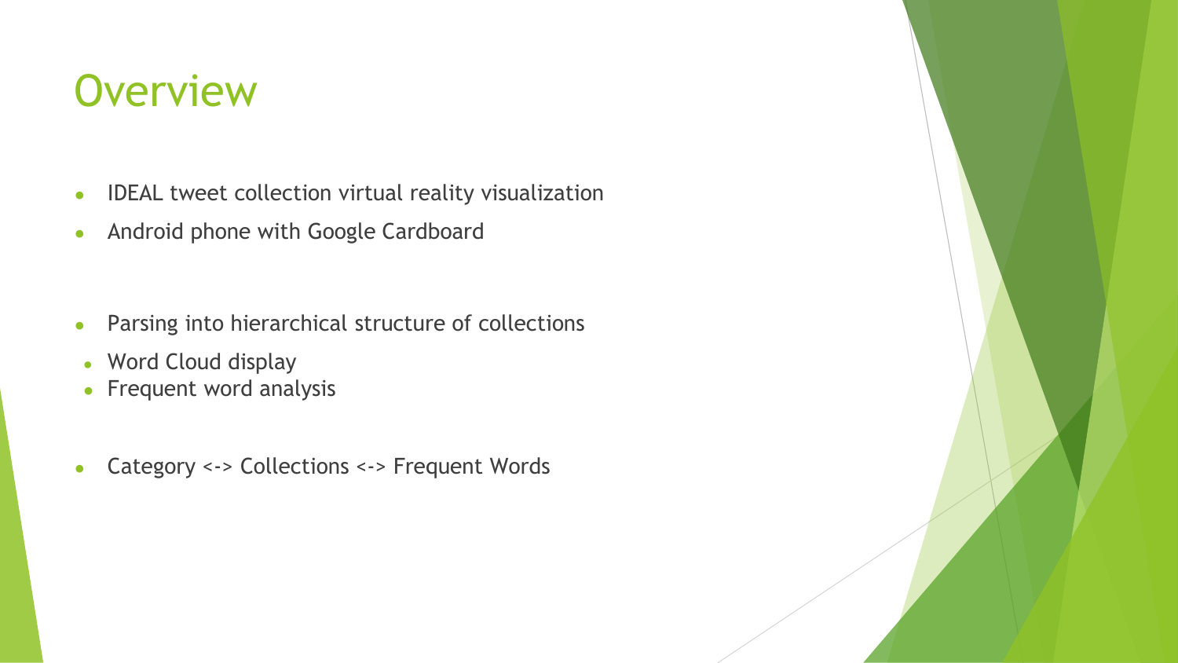# Overview

- IDEAL tweet collection virtual reality visualization
- Android phone with Google Cardboard

- Parsing into hierarchical structure of collections
- Word Cloud display
- Frequent word analysis

- Category <-> Collections <-> Frequent Words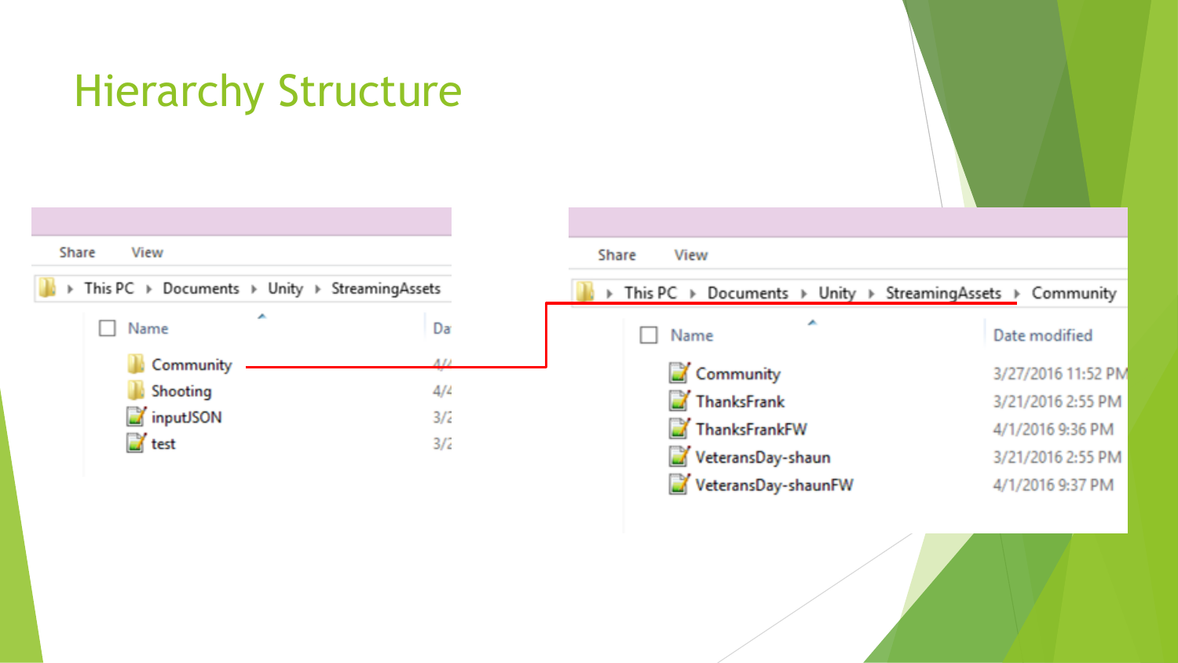# Hierarchy Structure

Share View

This PC ▸ Documents ▸ Unity ▸ StreamingAssets

| Name | Da |
| --- | --- |
| Community | 4/ |
| Shooting | 4/ |
| inputJSON | 3/ |
| test | 3/ |

Share View

This PC ▸ Documents ▸ Unity ▸ StreamingAssets ▸ Community

| Name | Date modified |
| --- | --- |
| Community | 3/27/2016 11:52 PM |
| ThanksFrank | 3/21/2016 2:55 PM |
| ThanksFrankFW | 4/1/2016 9:36 PM |
| VeteransDay-shaun | 3/21/2016 2:55 PM |
| VeteransDay-shaunFW | 4/1/2016 9:37 PM |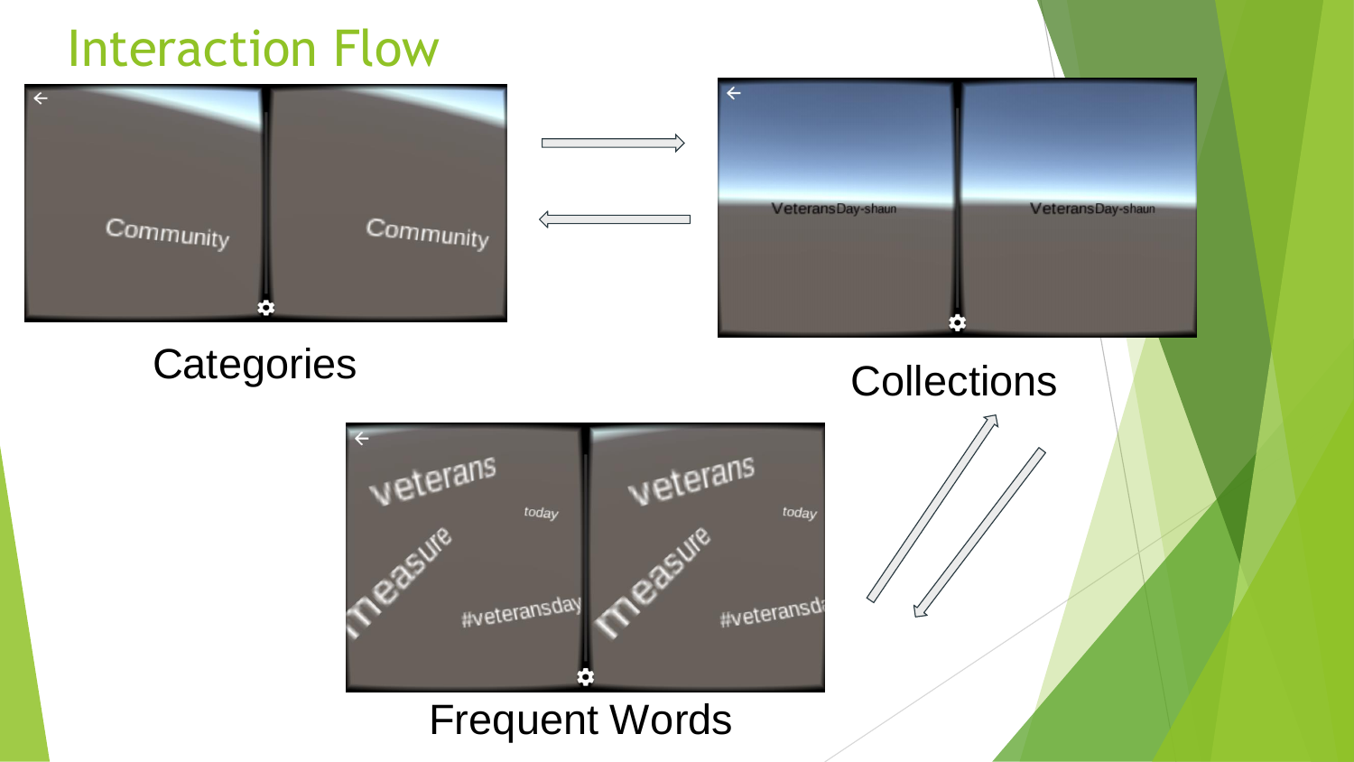# Interaction Flow

Categories

Collections

Frequent Words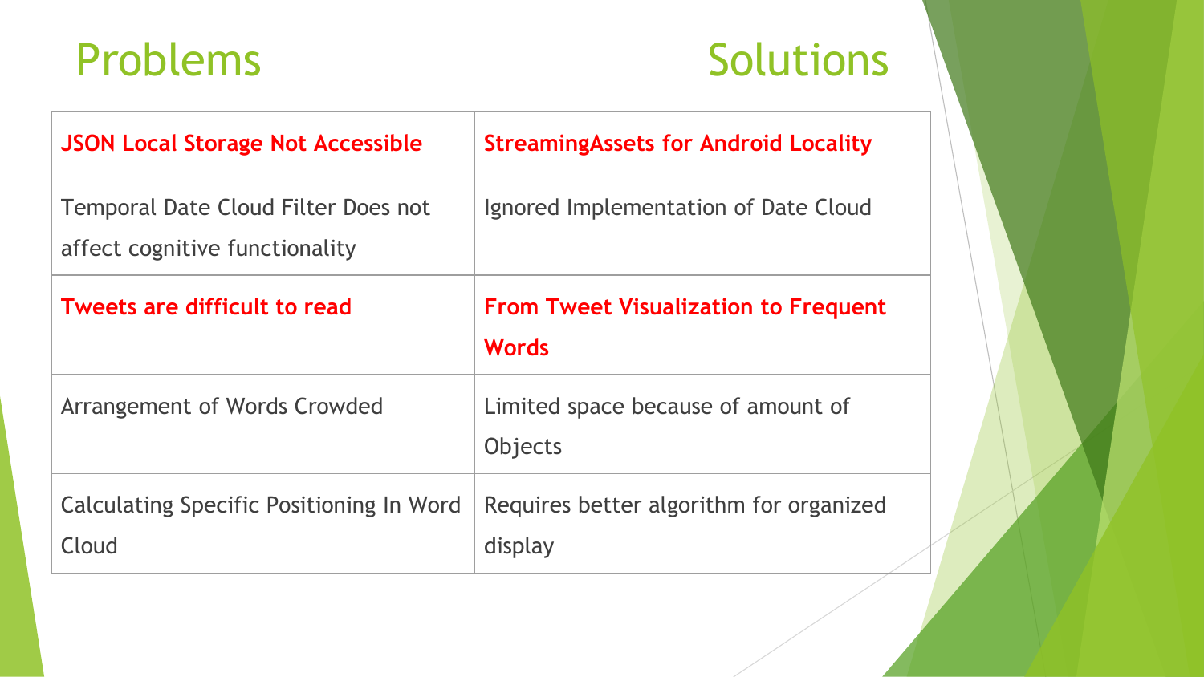# Problems Solutions

| Problems | Solutions |
| --- | --- |
| **JSON Local Storage Not Accessible** | **StreamingAssets for Android Locality** |
| Temporal Date Cloud Filter Does not affect cognitive functionality | Ignored Implementation of Date Cloud |
| **Tweets are difficult to read** | **From Tweet Visualization to Frequent Words** |
| Arrangement of Words Crowded | Limited space because of amount of Objects |
| Calculating Specific Positioning In Word Cloud | Requires better algorithm for organized display |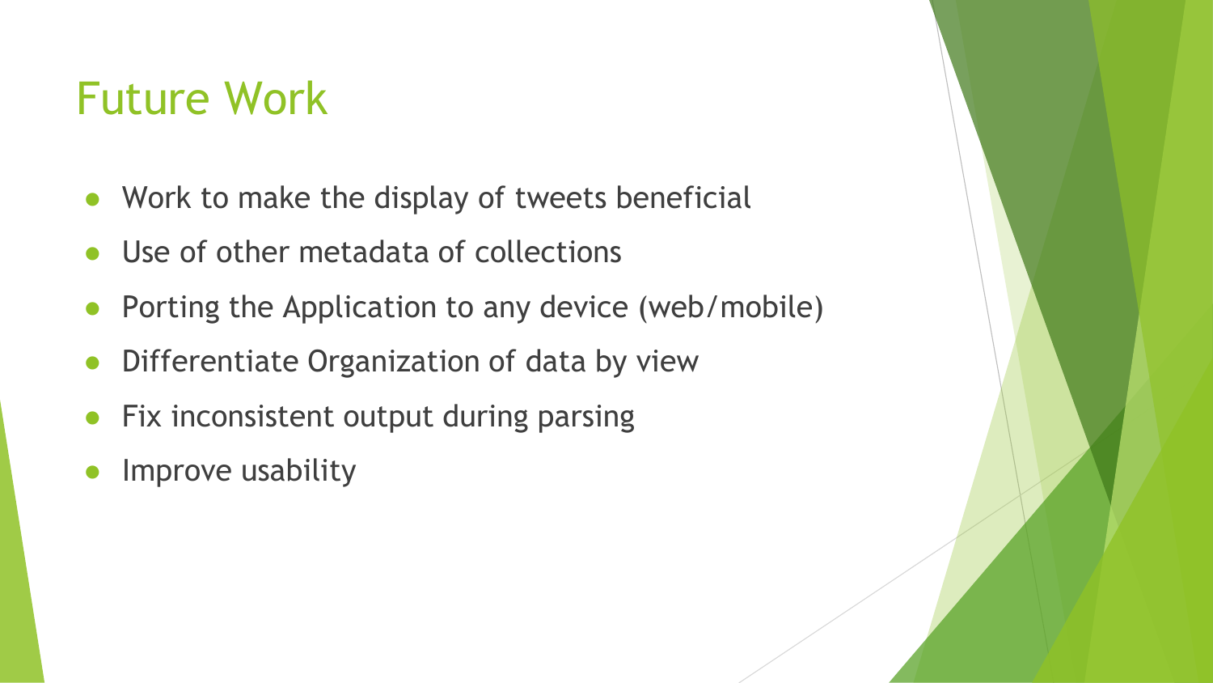# Future Work

- Work to make the display of tweets beneficial
- Use of other metadata of collections
- Porting the Application to any device (web/mobile)
- Differentiate Organization of data by view
- Fix inconsistent output during parsing
- Improve usability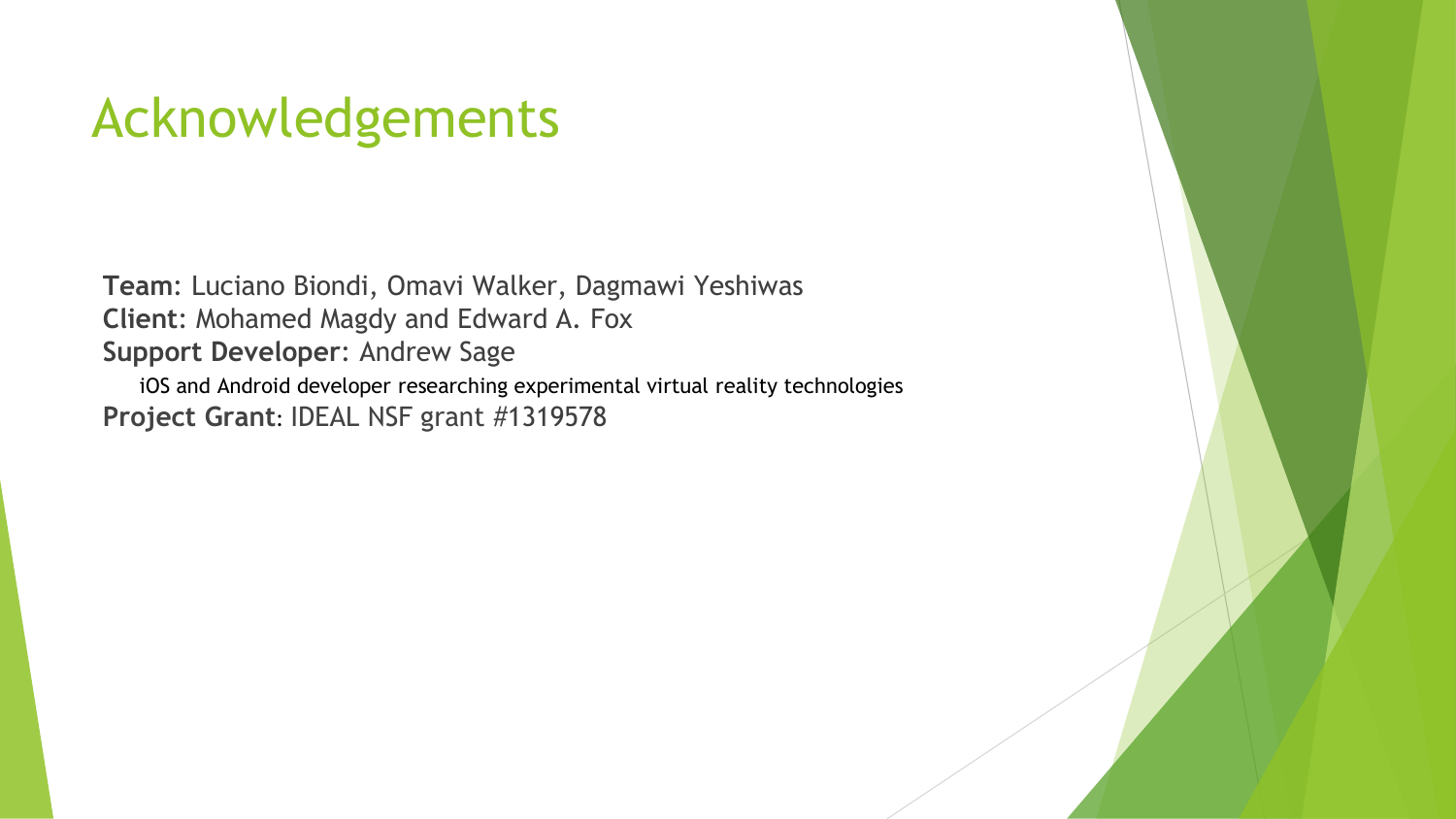# Acknowledgements

**Team**: Luciano Biondi, Omavi Walker, Dagmawi Yeshiwas
**Client**: Mohamed Magdy and Edward A. Fox
**Support Developer**: Andrew Sage
  iOS and Android developer researching experimental virtual reality technologies
**Project Grant**: IDEAL NSF grant #1319578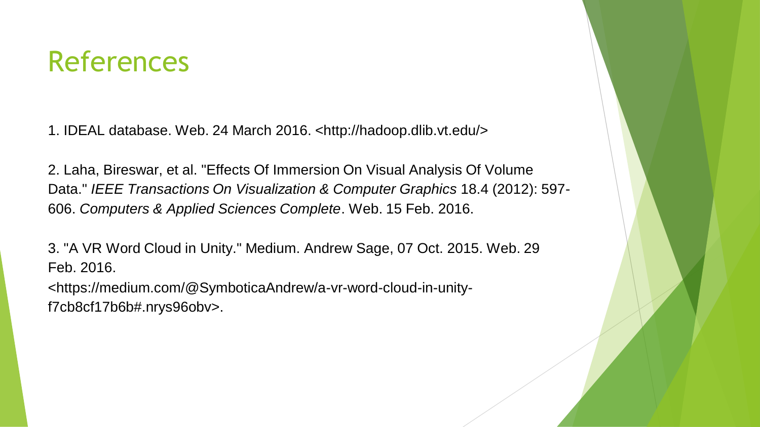# References

1. IDEAL database. Web. 24 March 2016. <http://hadoop.dlib.vt.edu/>

2. Laha, Bireswar, et al. "Effects Of Immersion On Visual Analysis Of Volume Data." *IEEE Transactions On Visualization & Computer Graphics* 18.4 (2012): 597-606. *Computers & Applied Sciences Complete*. Web. 15 Feb. 2016.

3. "A VR Word Cloud in Unity." Medium. Andrew Sage, 07 Oct. 2015. Web. 29 Feb. 2016. <https://medium.com/@SymboticaAndrew/a-vr-word-cloud-in-unity-f7cb8cf17b6b#.nrys96obv>.